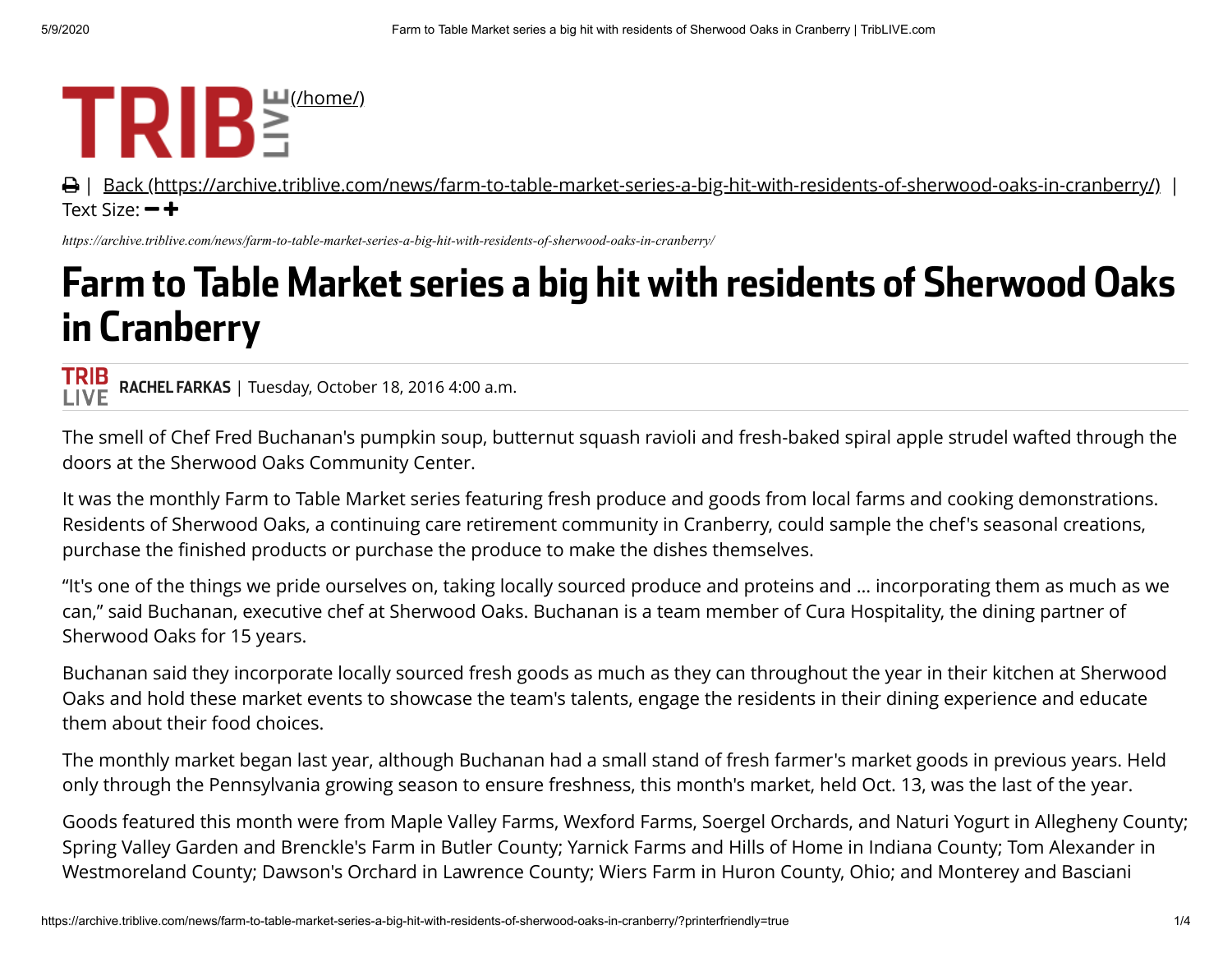TRIB LIVE (/home/)

| Back (https://archive.triblive.com/news/farm-to-table-market-series-a-big-hit-with-residents-of-sherwood-oaks-in-cranberry/) | Text Size:

*https://archive.triblive.com/news/farm-to-table-market-series-a-big-hit-with-residents-of-sherwood-oaks-in-cranberry/*

# Farm to Table Market series a big hit with residents of Sherwood Oaks in Cranberry

**RACHEL FARKAS** | Tuesday, October 18, 2016 4:00 a.m.

The smell of Chef Fred Buchanan's pumpkin soup, butternut squash ravioli and fresh-baked spiral apple strudel wafted through the doors at the Sherwood Oaks Community Center.

It was the monthly Farm to Table Market series featuring fresh produce and goods from local farms and cooking demonstrations. Residents of Sherwood Oaks, a continuing care retirement community in Cranberry, could sample the chef's seasonal creations, purchase the finished products or purchase the produce to make the dishes themselves.

“It's one of the things we pride ourselves on, taking locally sourced produce and proteins and … incorporating them as much as we can,” said Buchanan, executive chef at Sherwood Oaks. Buchanan is a team member of Cura Hospitality, the dining partner of Sherwood Oaks for 15 years.

Buchanan said they incorporate locally sourced fresh goods as much as they can throughout the year in their kitchen at Sherwood Oaks and hold these market events to showcase the team's talents, engage the residents in their dining experience and educate them about their food choices.

The monthly market began last year, although Buchanan had a small stand of fresh farmer's market goods in previous years. Held only through the Pennsylvania growing season to ensure freshness, this month's market, held Oct. 13, was the last of the year.

Goods featured this month were from Maple Valley Farms, Wexford Farms, Soergel Orchards, and Naturi Yogurt in Allegheny County; Spring Valley Garden and Brenckle's Farm in Butler County; Yarnick Farms and Hills of Home in Indiana County; Tom Alexander in Westmoreland County; Dawson's Orchard in Lawrence County; Wiers Farm in Huron County, Ohio; and Monterey and Basciani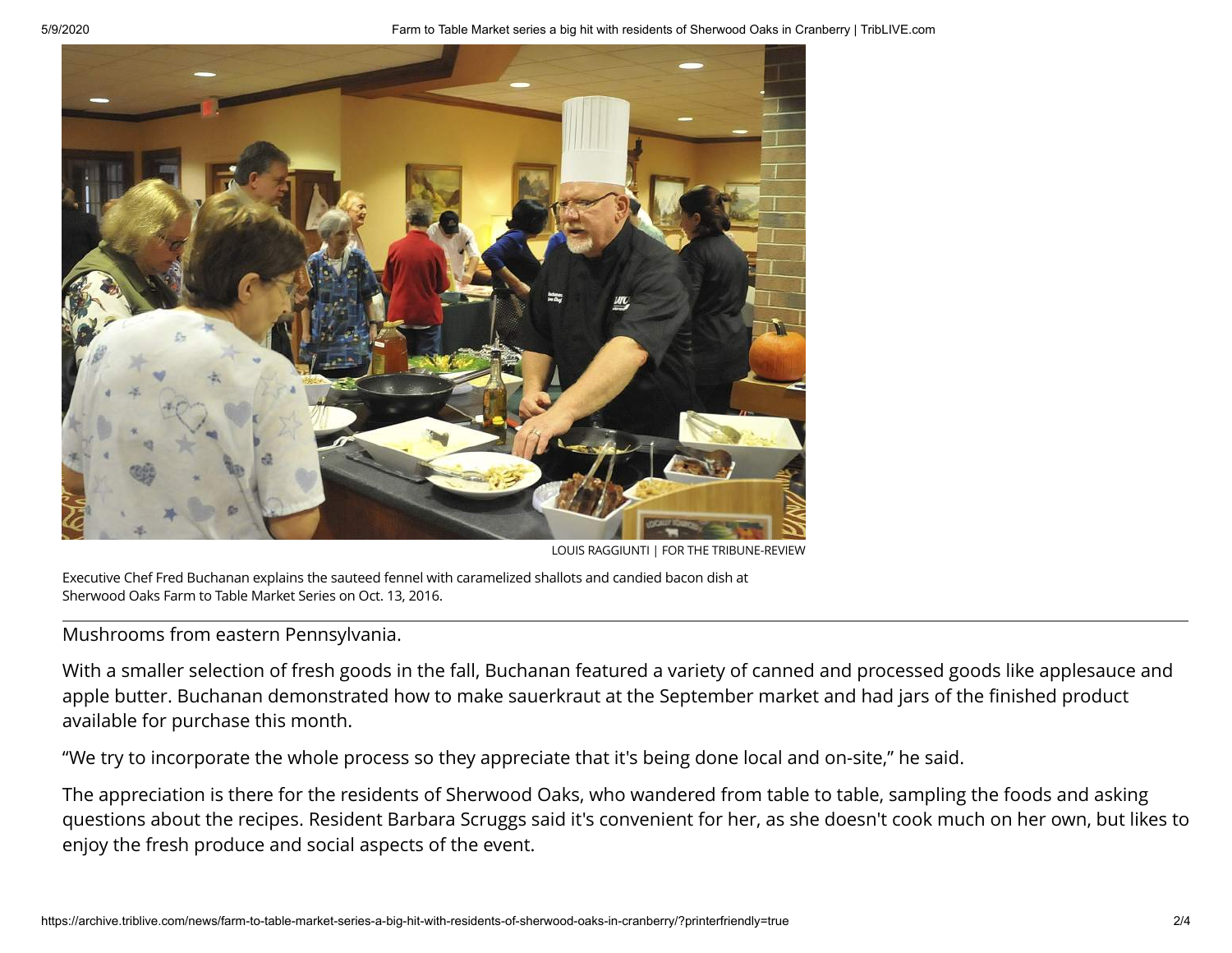LOUIS RAGGIUNTI | FOR THE TRIBUNE-REVIEW

Executive Chef Fred Buchanan explains the sauteed fennel with caramelized shallots and candied bacon dish at Sherwood Oaks Farm to Table Market Series on Oct. 13, 2016.

Mushrooms from eastern Pennsylvania.

With a smaller selection of fresh goods in the fall, Buchanan featured a variety of canned and processed goods like applesauce and apple butter. Buchanan demonstrated how to make sauerkraut at the September market and had jars of the finished product available for purchase this month.

"We try to incorporate the whole process so they appreciate that it's being done local and on-site," he said.

The appreciation is there for the residents of Sherwood Oaks, who wandered from table to table, sampling the foods and asking questions about the recipes. Resident Barbara Scruggs said it's convenient for her, as she doesn't cook much on her own, but likes to enjoy the fresh produce and social aspects of the event.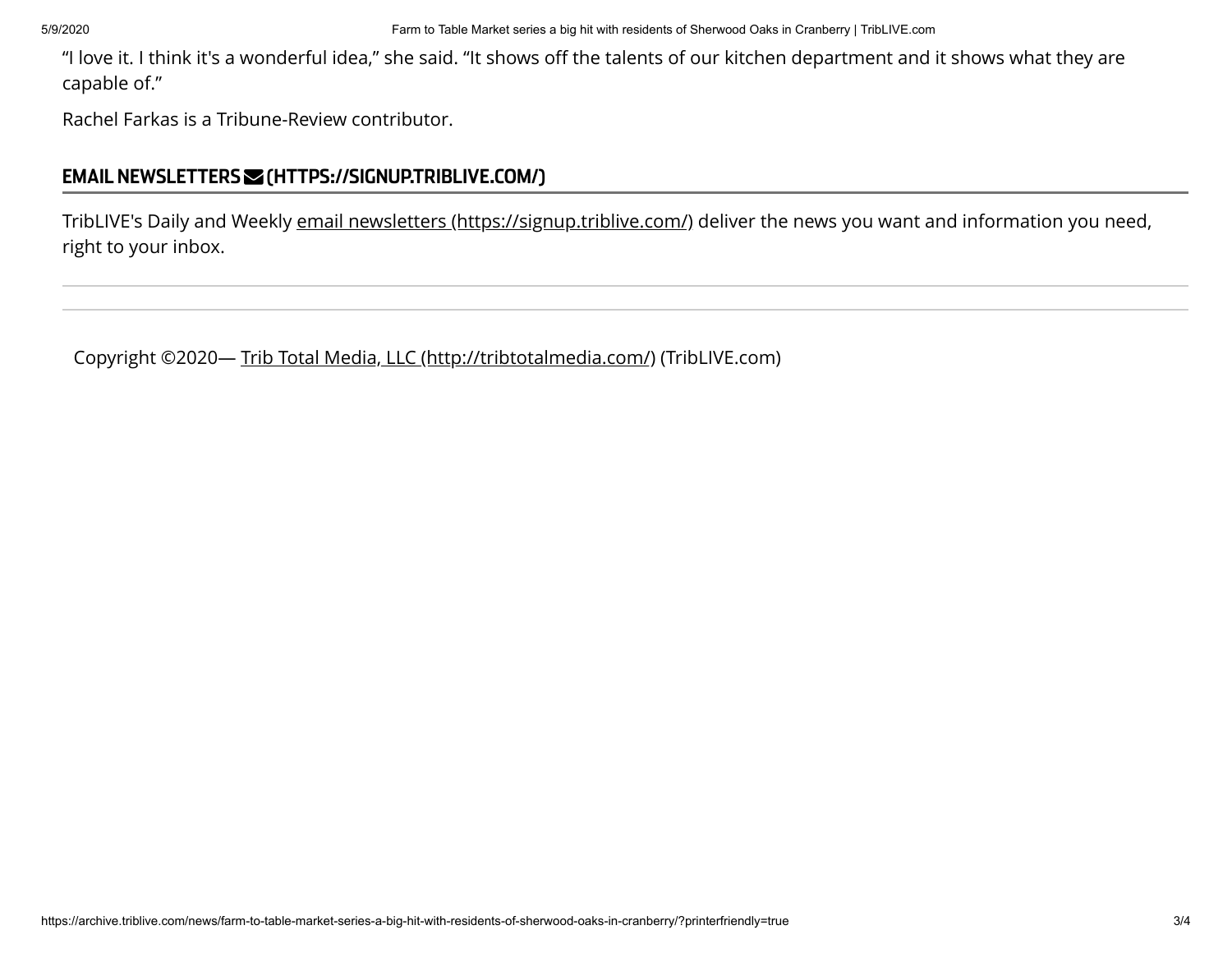"I love it. I think it's a wonderful idea," she said. "It shows off the talents of our kitchen department and it shows what they are capable of."

Rachel Farkas is a Tribune-Review contributor.

## EMAIL NEWSLETTERS (HTTPS://SIGNUP.TRIBLIVE.COM/)

TribLIVE's Daily and Weekly email newsletters (https://signup.triblive.com/) deliver the news you want and information you need, right to your inbox.

---

---

Copyright ©2020— Trib Total Media, LLC (http://tribtotalmedia.com/) (TribLIVE.com)